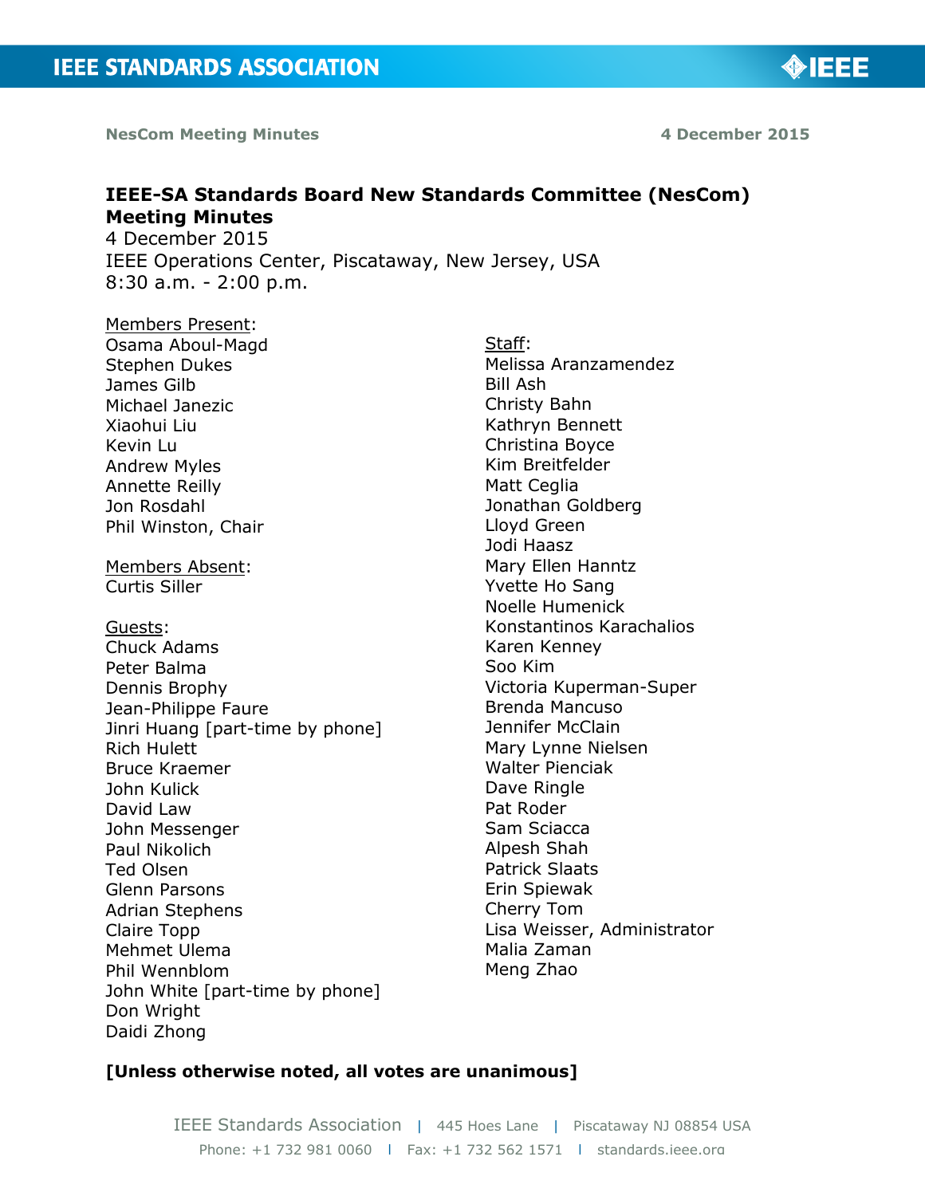# IEEE-SA Standards Board New Standards Committee (NesCom) Meeting Minutes

4 December 2015
IEEE Operations Center, Piscataway, New Jersey, USA
8:30 a.m. - 2:00 p.m.

Members Present:
Osama Aboul-Magd
Stephen Dukes
James Gilb
Michael Janezic
Xiaohui Liu
Kevin Lu
Andrew Myles
Annette Reilly
Jon Rosdahl
Phil Winston, Chair

Members Absent:
Curtis Siller

Guests:
Chuck Adams
Peter Balma
Dennis Brophy
Jean-Philippe Faure
Jinri Huang [part-time by phone]
Rich Hulett
Bruce Kraemer
John Kulick
David Law
John Messenger
Paul Nikolich
Ted Olsen
Glenn Parsons
Adrian Stephens
Claire Topp
Mehmet Ulema
Phil Wennblom
John White [part-time by phone]
Don Wright
Daidi Zhong

Staff:
Melissa Aranzamendez
Bill Ash
Christy Bahn
Kathryn Bennett
Christina Boyce
Kim Breitfelder
Matt Ceglia
Jonathan Goldberg
Lloyd Green
Jodi Haasz
Mary Ellen Hanntz
Yvette Ho Sang
Noelle Humenick
Konstantinos Karachalios
Karen Kenney
Soo Kim
Victoria Kuperman-Super
Brenda Mancuso
Jennifer McClain
Mary Lynne Nielsen
Walter Pienciak
Dave Ringle
Pat Roder
Sam Sciacca
Alpesh Shah
Patrick Slaats
Erin Spiewak
Cherry Tom
Lisa Weisser, Administrator
Malia Zaman
Meng Zhao

**[Unless otherwise noted, all votes are unanimous]**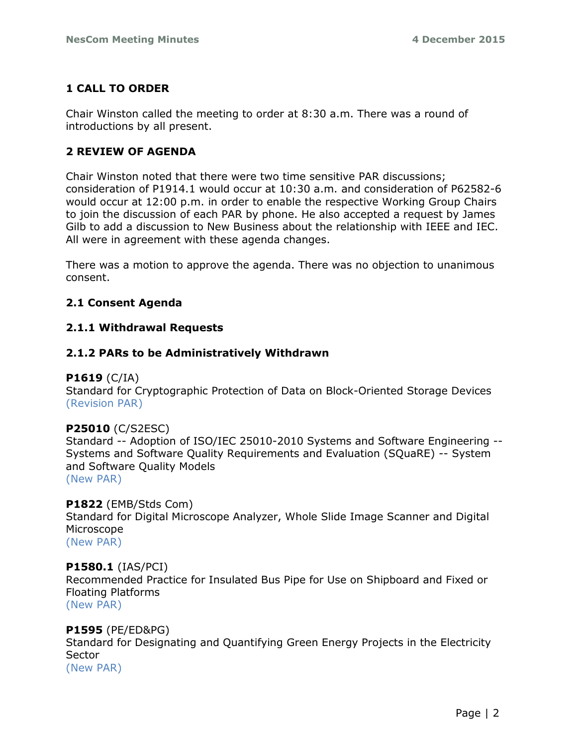## 1 CALL TO ORDER

Chair Winston called the meeting to order at 8:30 a.m. There was a round of introductions by all present.

## 2 REVIEW OF AGENDA

Chair Winston noted that there were two time sensitive PAR discussions; consideration of P1914.1 would occur at 10:30 a.m. and consideration of P62582-6 would occur at 12:00 p.m. in order to enable the respective Working Group Chairs to join the discussion of each PAR by phone. He also accepted a request by James Gilb to add a discussion to New Business about the relationship with IEEE and IEC. All were in agreement with these agenda changes.

There was a motion to approve the agenda. There was no objection to unanimous consent.

### 2.1 Consent Agenda

#### 2.1.1 Withdrawal Requests

#### 2.1.2 PARs to be Administratively Withdrawn

**P1619** (C/IA)
Standard for Cryptographic Protection of Data on Block-Oriented Storage Devices
(Revision PAR)

**P25010** (C/S2ESC)
Standard -- Adoption of ISO/IEC 25010-2010 Systems and Software Engineering -- Systems and Software Quality Requirements and Evaluation (SQuaRE) -- System and Software Quality Models
(New PAR)

**P1822** (EMB/Stds Com)
Standard for Digital Microscope Analyzer, Whole Slide Image Scanner and Digital Microscope
(New PAR)

**P1580.1** (IAS/PCI)
Recommended Practice for Insulated Bus Pipe for Use on Shipboard and Fixed or Floating Platforms
(New PAR)

**P1595** (PE/ED&PG)
Standard for Designating and Quantifying Green Energy Projects in the Electricity Sector
(New PAR)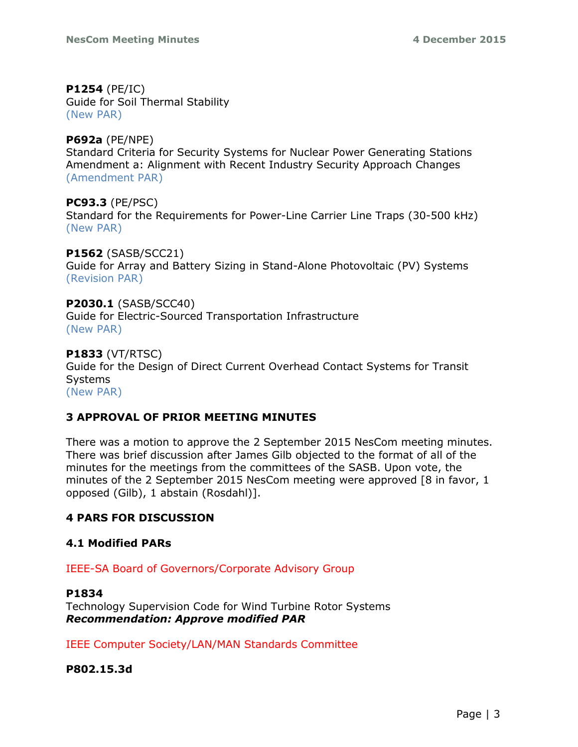**P1254** (PE/IC)
Guide for Soil Thermal Stability
(New PAR)

**P692a** (PE/NPE)
Standard Criteria for Security Systems for Nuclear Power Generating Stations Amendment a: Alignment with Recent Industry Security Approach Changes
(Amendment PAR)

**PC93.3** (PE/PSC)
Standard for the Requirements for Power-Line Carrier Line Traps (30-500 kHz)
(New PAR)

**P1562** (SASB/SCC21)
Guide for Array and Battery Sizing in Stand-Alone Photovoltaic (PV) Systems
(Revision PAR)

**P2030.1** (SASB/SCC40)
Guide for Electric-Sourced Transportation Infrastructure
(New PAR)

**P1833** (VT/RTSC)
Guide for the Design of Direct Current Overhead Contact Systems for Transit Systems
(New PAR)

## 3 APPROVAL OF PRIOR MEETING MINUTES

There was a motion to approve the 2 September 2015 NesCom meeting minutes. There was brief discussion after James Gilb objected to the format of all of the minutes for the meetings from the committees of the SASB. Upon vote, the minutes of the 2 September 2015 NesCom meeting were approved [8 in favor, 1 opposed (Gilb), 1 abstain (Rosdahl)].

## 4 PARS FOR DISCUSSION

### 4.1 Modified PARs

IEEE-SA Board of Governors/Corporate Advisory Group

**P1834**
Technology Supervision Code for Wind Turbine Rotor Systems
***Recommendation: Approve modified PAR***

IEEE Computer Society/LAN/MAN Standards Committee

**P802.15.3d**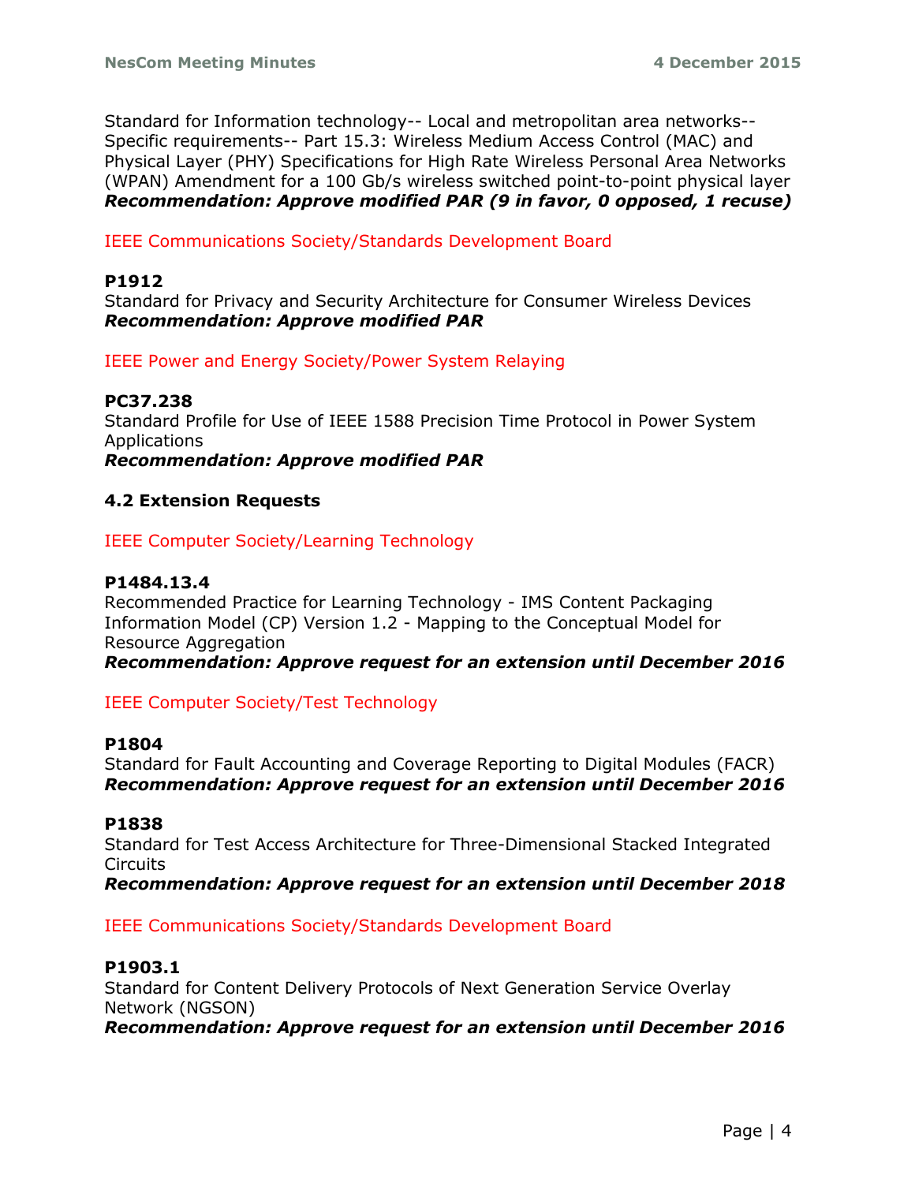Standard for Information technology-- Local and metropolitan area networks-- Specific requirements-- Part 15.3: Wireless Medium Access Control (MAC) and Physical Layer (PHY) Specifications for High Rate Wireless Personal Area Networks (WPAN) Amendment for a 100 Gb/s wireless switched point-to-point physical layer
***Recommendation: Approve modified PAR (9 in favor, 0 opposed, 1 recuse)***

IEEE Communications Society/Standards Development Board

**P1912**
Standard for Privacy and Security Architecture for Consumer Wireless Devices
***Recommendation: Approve modified PAR***

IEEE Power and Energy Society/Power System Relaying

**PC37.238**
Standard Profile for Use of IEEE 1588 Precision Time Protocol in Power System Applications
***Recommendation: Approve modified PAR***

### 4.2 Extension Requests

IEEE Computer Society/Learning Technology

**P1484.13.4**
Recommended Practice for Learning Technology - IMS Content Packaging Information Model (CP) Version 1.2 - Mapping to the Conceptual Model for Resource Aggregation
***Recommendation: Approve request for an extension until December 2016***

IEEE Computer Society/Test Technology

**P1804**
Standard for Fault Accounting and Coverage Reporting to Digital Modules (FACR)
***Recommendation: Approve request for an extension until December 2016***

**P1838**
Standard for Test Access Architecture for Three-Dimensional Stacked Integrated Circuits
***Recommendation: Approve request for an extension until December 2018***

IEEE Communications Society/Standards Development Board

**P1903.1**
Standard for Content Delivery Protocols of Next Generation Service Overlay Network (NGSON)
***Recommendation: Approve request for an extension until December 2016***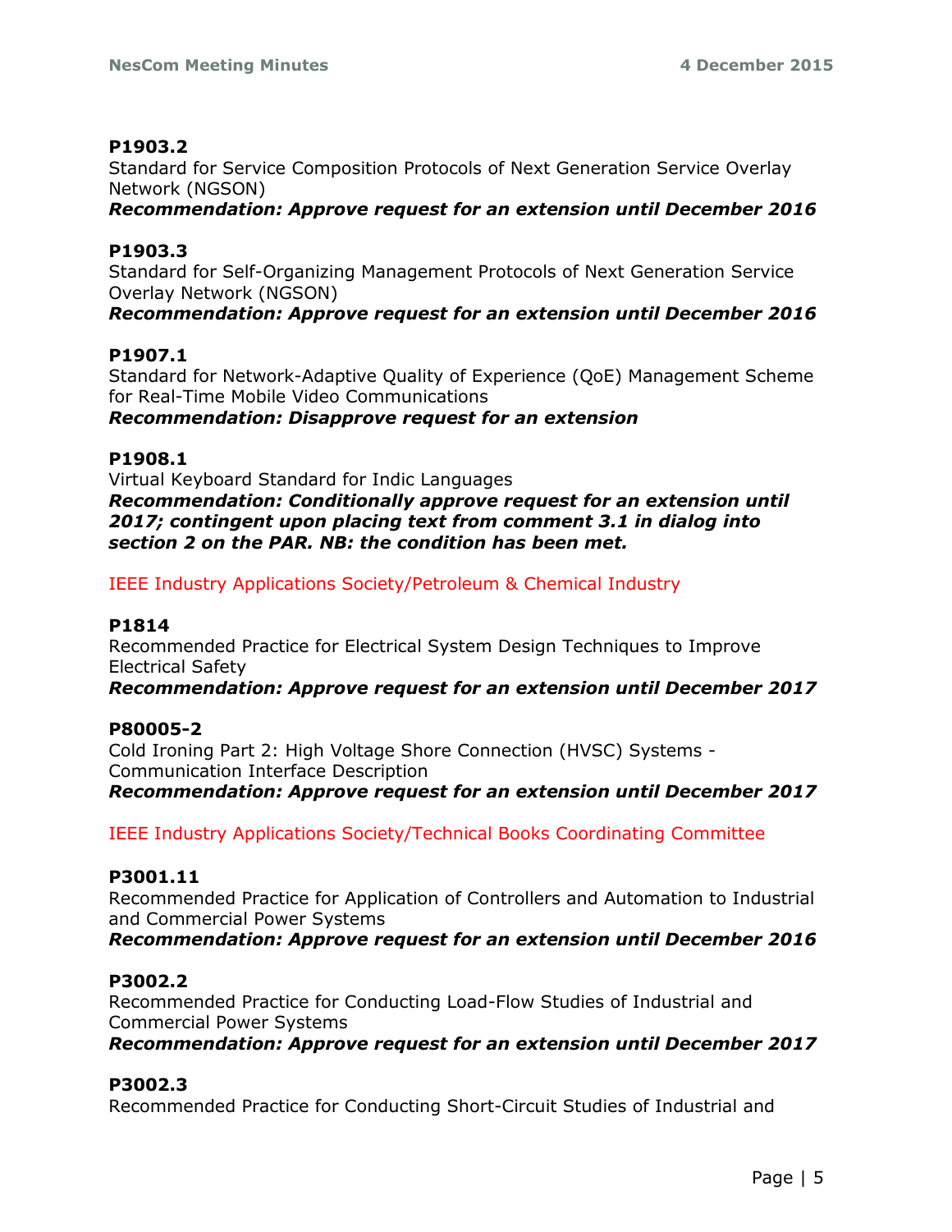**P1903.2**
Standard for Service Composition Protocols of Next Generation Service Overlay Network (NGSON)
***Recommendation: Approve request for an extension until December 2016***

**P1903.3**
Standard for Self-Organizing Management Protocols of Next Generation Service Overlay Network (NGSON)
***Recommendation: Approve request for an extension until December 2016***

**P1907.1**
Standard for Network-Adaptive Quality of Experience (QoE) Management Scheme for Real-Time Mobile Video Communications
***Recommendation: Disapprove request for an extension***

**P1908.1**
Virtual Keyboard Standard for Indic Languages
***Recommendation: Conditionally approve request for an extension until 2017; contingent upon placing text from comment 3.1 in dialog into section 2 on the PAR. NB: the condition has been met.***

IEEE Industry Applications Society/Petroleum & Chemical Industry

**P1814**
Recommended Practice for Electrical System Design Techniques to Improve Electrical Safety
***Recommendation: Approve request for an extension until December 2017***

**P80005-2**
Cold Ironing Part 2: High Voltage Shore Connection (HVSC) Systems - Communication Interface Description
***Recommendation: Approve request for an extension until December 2017***

IEEE Industry Applications Society/Technical Books Coordinating Committee

**P3001.11**
Recommended Practice for Application of Controllers and Automation to Industrial and Commercial Power Systems
***Recommendation: Approve request for an extension until December 2016***

**P3002.2**
Recommended Practice for Conducting Load-Flow Studies of Industrial and Commercial Power Systems
***Recommendation: Approve request for an extension until December 2017***

**P3002.3**
Recommended Practice for Conducting Short-Circuit Studies of Industrial and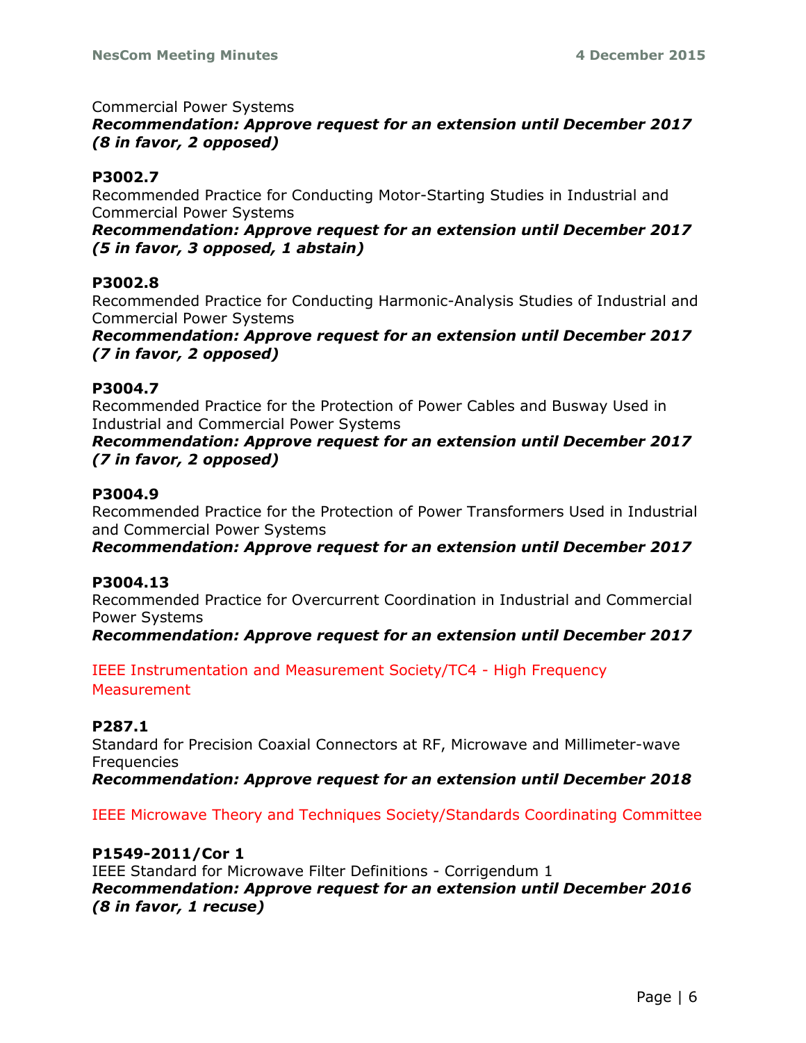Commercial Power Systems
***Recommendation: Approve request for an extension until December 2017 (8 in favor, 2 opposed)***

**P3002.7**
Recommended Practice for Conducting Motor-Starting Studies in Industrial and Commercial Power Systems
***Recommendation: Approve request for an extension until December 2017 (5 in favor, 3 opposed, 1 abstain)***

**P3002.8**
Recommended Practice for Conducting Harmonic-Analysis Studies of Industrial and Commercial Power Systems
***Recommendation: Approve request for an extension until December 2017 (7 in favor, 2 opposed)***

**P3004.7**
Recommended Practice for the Protection of Power Cables and Busway Used in Industrial and Commercial Power Systems
***Recommendation: Approve request for an extension until December 2017 (7 in favor, 2 opposed)***

**P3004.9**
Recommended Practice for the Protection of Power Transformers Used in Industrial and Commercial Power Systems
***Recommendation: Approve request for an extension until December 2017***

**P3004.13**
Recommended Practice for Overcurrent Coordination in Industrial and Commercial Power Systems
***Recommendation: Approve request for an extension until December 2017***

IEEE Instrumentation and Measurement Society/TC4 - High Frequency Measurement

**P287.1**
Standard for Precision Coaxial Connectors at RF, Microwave and Millimeter-wave Frequencies
***Recommendation: Approve request for an extension until December 2018***

IEEE Microwave Theory and Techniques Society/Standards Coordinating Committee

**P1549-2011/Cor 1**
IEEE Standard for Microwave Filter Definitions - Corrigendum 1
***Recommendation: Approve request for an extension until December 2016 (8 in favor, 1 recuse)***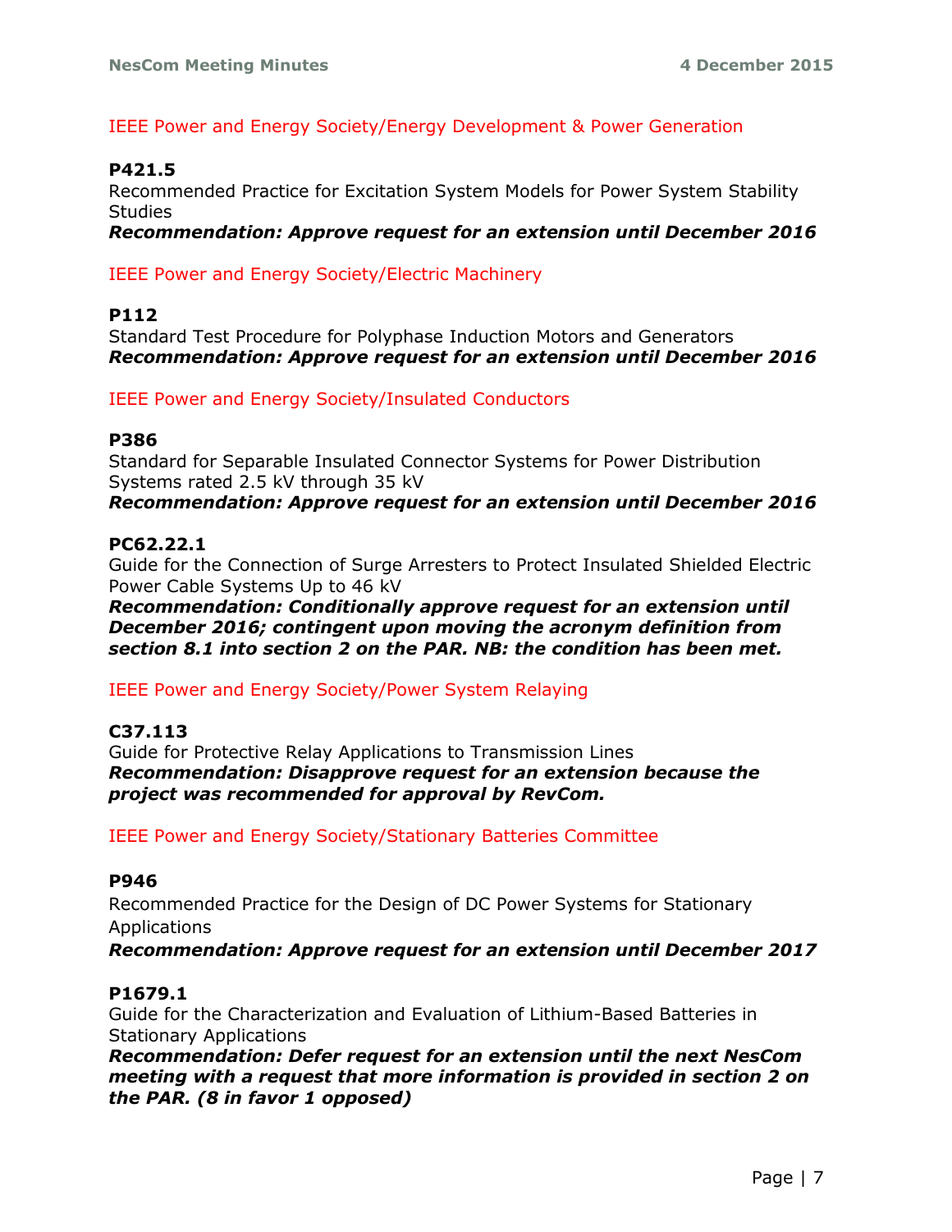IEEE Power and Energy Society/Energy Development & Power Generation

**P421.5**
Recommended Practice for Excitation System Models for Power System Stability Studies
***Recommendation: Approve request for an extension until December 2016***

IEEE Power and Energy Society/Electric Machinery

**P112**
Standard Test Procedure for Polyphase Induction Motors and Generators
***Recommendation: Approve request for an extension until December 2016***

IEEE Power and Energy Society/Insulated Conductors

**P386**
Standard for Separable Insulated Connector Systems for Power Distribution Systems rated 2.5 kV through 35 kV
***Recommendation: Approve request for an extension until December 2016***

**PC62.22.1**
Guide for the Connection of Surge Arresters to Protect Insulated Shielded Electric Power Cable Systems Up to 46 kV
***Recommendation: Conditionally approve request for an extension until December 2016; contingent upon moving the acronym definition from section 8.1 into section 2 on the PAR. NB: the condition has been met.***

IEEE Power and Energy Society/Power System Relaying

**C37.113**
Guide for Protective Relay Applications to Transmission Lines
***Recommendation: Disapprove request for an extension because the project was recommended for approval by RevCom.***

IEEE Power and Energy Society/Stationary Batteries Committee

**P946**
Recommended Practice for the Design of DC Power Systems for Stationary Applications
***Recommendation: Approve request for an extension until December 2017***

**P1679.1**
Guide for the Characterization and Evaluation of Lithium-Based Batteries in Stationary Applications
***Recommendation: Defer request for an extension until the next NesCom meeting with a request that more information is provided in section 2 on the PAR. (8 in favor 1 opposed)***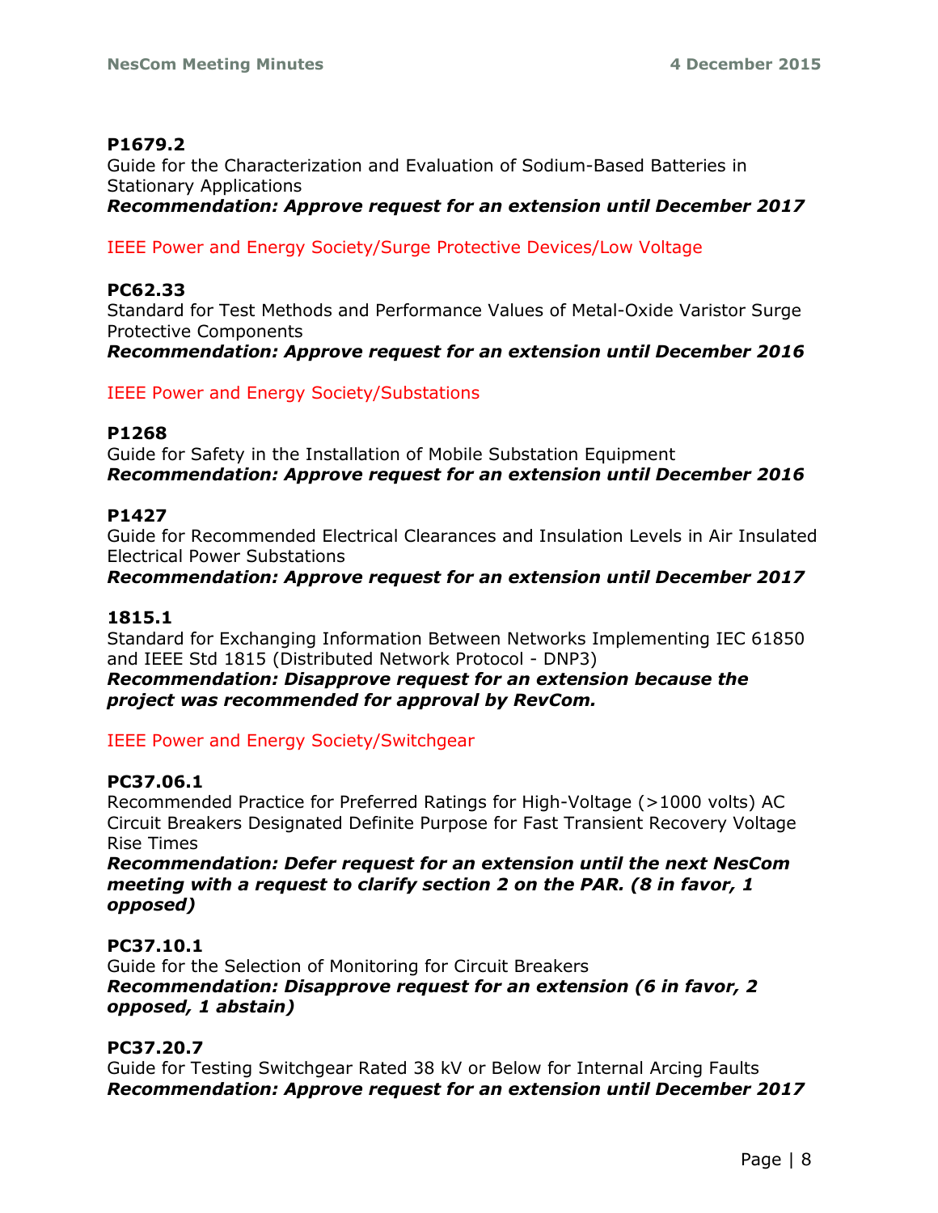**P1679.2**
Guide for the Characterization and Evaluation of Sodium-Based Batteries in Stationary Applications
***Recommendation: Approve request for an extension until December 2017***

IEEE Power and Energy Society/Surge Protective Devices/Low Voltage

**PC62.33**
Standard for Test Methods and Performance Values of Metal-Oxide Varistor Surge Protective Components
***Recommendation: Approve request for an extension until December 2016***

IEEE Power and Energy Society/Substations

**P1268**
Guide for Safety in the Installation of Mobile Substation Equipment
***Recommendation: Approve request for an extension until December 2016***

**P1427**
Guide for Recommended Electrical Clearances and Insulation Levels in Air Insulated Electrical Power Substations
***Recommendation: Approve request for an extension until December 2017***

**1815.1**
Standard for Exchanging Information Between Networks Implementing IEC 61850 and IEEE Std 1815 (Distributed Network Protocol - DNP3)
***Recommendation: Disapprove request for an extension because the project was recommended for approval by RevCom.***

IEEE Power and Energy Society/Switchgear

**PC37.06.1**
Recommended Practice for Preferred Ratings for High-Voltage (>1000 volts) AC Circuit Breakers Designated Definite Purpose for Fast Transient Recovery Voltage Rise Times
***Recommendation: Defer request for an extension until the next NesCom meeting with a request to clarify section 2 on the PAR. (8 in favor, 1 opposed)***

**PC37.10.1**
Guide for the Selection of Monitoring for Circuit Breakers
***Recommendation: Disapprove request for an extension (6 in favor, 2 opposed, 1 abstain)***

**PC37.20.7**
Guide for Testing Switchgear Rated 38 kV or Below for Internal Arcing Faults
***Recommendation: Approve request for an extension until December 2017***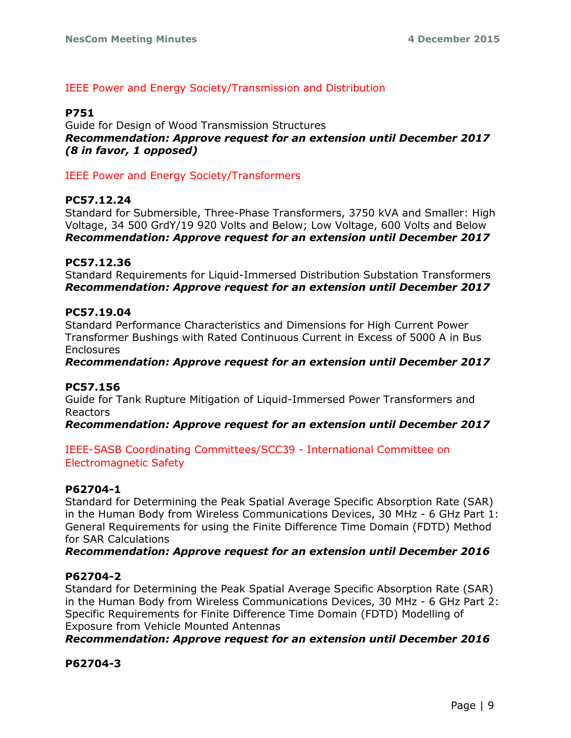IEEE Power and Energy Society/Transmission and Distribution

**P751**
Guide for Design of Wood Transmission Structures
***Recommendation: Approve request for an extension until December 2017 (8 in favor, 1 opposed)***

IEEE Power and Energy Society/Transformers

**PC57.12.24**
Standard for Submersible, Three-Phase Transformers, 3750 kVA and Smaller: High Voltage, 34 500 GrdY/19 920 Volts and Below; Low Voltage, 600 Volts and Below
***Recommendation: Approve request for an extension until December 2017***

**PC57.12.36**
Standard Requirements for Liquid-Immersed Distribution Substation Transformers
***Recommendation: Approve request for an extension until December 2017***

**PC57.19.04**
Standard Performance Characteristics and Dimensions for High Current Power Transformer Bushings with Rated Continuous Current in Excess of 5000 A in Bus Enclosures
***Recommendation: Approve request for an extension until December 2017***

**PC57.156**
Guide for Tank Rupture Mitigation of Liquid-Immersed Power Transformers and Reactors
***Recommendation: Approve request for an extension until December 2017***

IEEE-SASB Coordinating Committees/SCC39 - International Committee on Electromagnetic Safety

**P62704-1**
Standard for Determining the Peak Spatial Average Specific Absorption Rate (SAR) in the Human Body from Wireless Communications Devices, 30 MHz - 6 GHz Part 1: General Requirements for using the Finite Difference Time Domain (FDTD) Method for SAR Calculations
***Recommendation: Approve request for an extension until December 2016***

**P62704-2**
Standard for Determining the Peak Spatial Average Specific Absorption Rate (SAR) in the Human Body from Wireless Communications Devices, 30 MHz - 6 GHz Part 2: Specific Requirements for Finite Difference Time Domain (FDTD) Modelling of Exposure from Vehicle Mounted Antennas
***Recommendation: Approve request for an extension until December 2016***

**P62704-3**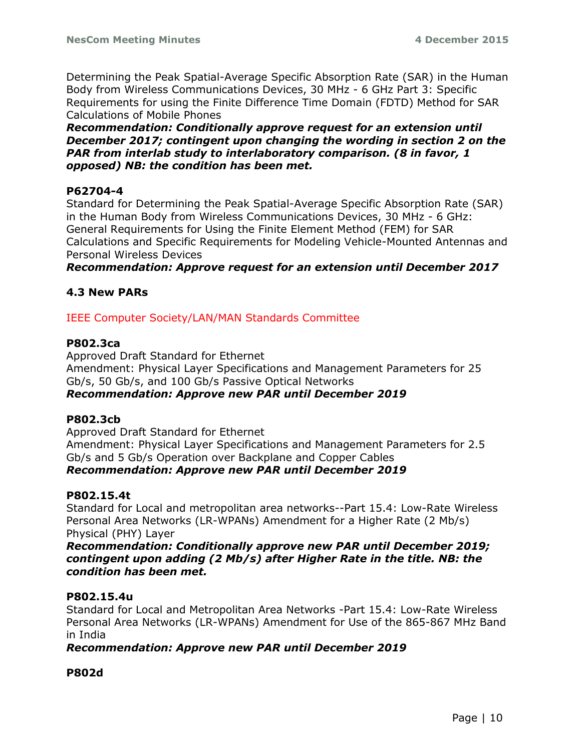Determining the Peak Spatial-Average Specific Absorption Rate (SAR) in the Human Body from Wireless Communications Devices, 30 MHz - 6 GHz Part 3: Specific Requirements for using the Finite Difference Time Domain (FDTD) Method for SAR Calculations of Mobile Phones

***Recommendation: Conditionally approve request for an extension until December 2017; contingent upon changing the wording in section 2 on the PAR from interlab study to interlaboratory comparison. (8 in favor, 1 opposed) NB: the condition has been met.***

**P62704-4**

Standard for Determining the Peak Spatial-Average Specific Absorption Rate (SAR) in the Human Body from Wireless Communications Devices, 30 MHz - 6 GHz: General Requirements for Using the Finite Element Method (FEM) for SAR Calculations and Specific Requirements for Modeling Vehicle-Mounted Antennas and Personal Wireless Devices

***Recommendation: Approve request for an extension until December 2017***

### 4.3 New PARs

IEEE Computer Society/LAN/MAN Standards Committee

**P802.3ca**

Approved Draft Standard for Ethernet
Amendment: Physical Layer Specifications and Management Parameters for 25 Gb/s, 50 Gb/s, and 100 Gb/s Passive Optical Networks

***Recommendation: Approve new PAR until December 2019***

**P802.3cb**

Approved Draft Standard for Ethernet
Amendment: Physical Layer Specifications and Management Parameters for 2.5 Gb/s and 5 Gb/s Operation over Backplane and Copper Cables

***Recommendation: Approve new PAR until December 2019***

**P802.15.4t**

Standard for Local and metropolitan area networks--Part 15.4: Low-Rate Wireless Personal Area Networks (LR-WPANs) Amendment for a Higher Rate (2 Mb/s) Physical (PHY) Layer

***Recommendation: Conditionally approve new PAR until December 2019; contingent upon adding (2 Mb/s) after Higher Rate in the title. NB: the condition has been met.***

**P802.15.4u**

Standard for Local and Metropolitan Area Networks -Part 15.4: Low-Rate Wireless Personal Area Networks (LR-WPANs) Amendment for Use of the 865-867 MHz Band in India

***Recommendation: Approve new PAR until December 2019***

**P802d**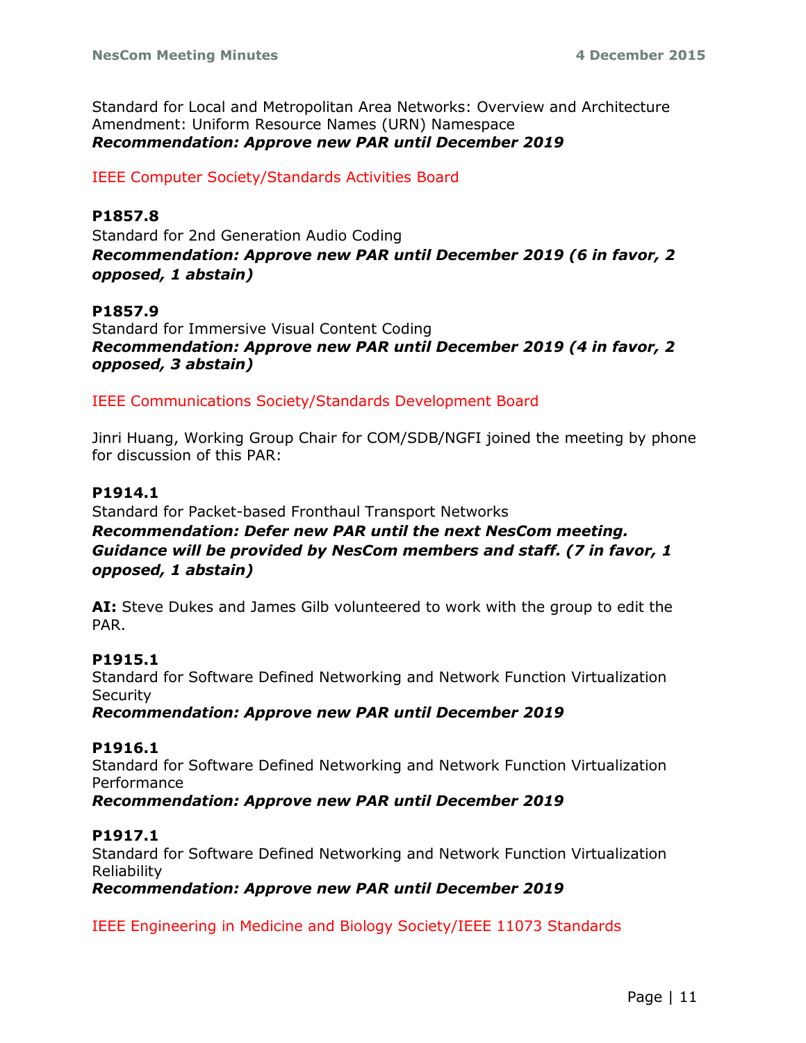Standard for Local and Metropolitan Area Networks: Overview and Architecture Amendment: Uniform Resource Names (URN) Namespace
***Recommendation: Approve new PAR until December 2019***

IEEE Computer Society/Standards Activities Board

**P1857.8**
Standard for 2nd Generation Audio Coding
***Recommendation: Approve new PAR until December 2019 (6 in favor, 2 opposed, 1 abstain)***

**P1857.9**
Standard for Immersive Visual Content Coding
***Recommendation: Approve new PAR until December 2019 (4 in favor, 2 opposed, 3 abstain)***

IEEE Communications Society/Standards Development Board

Jinri Huang, Working Group Chair for COM/SDB/NGFI joined the meeting by phone for discussion of this PAR:

**P1914.1**
Standard for Packet-based Fronthaul Transport Networks
***Recommendation: Defer new PAR until the next NesCom meeting. Guidance will be provided by NesCom members and staff. (7 in favor, 1 opposed, 1 abstain)***

**AI:** Steve Dukes and James Gilb volunteered to work with the group to edit the PAR.

**P1915.1**
Standard for Software Defined Networking and Network Function Virtualization Security
***Recommendation: Approve new PAR until December 2019***

**P1916.1**
Standard for Software Defined Networking and Network Function Virtualization Performance
***Recommendation: Approve new PAR until December 2019***

**P1917.1**
Standard for Software Defined Networking and Network Function Virtualization Reliability
***Recommendation: Approve new PAR until December 2019***

IEEE Engineering in Medicine and Biology Society/IEEE 11073 Standards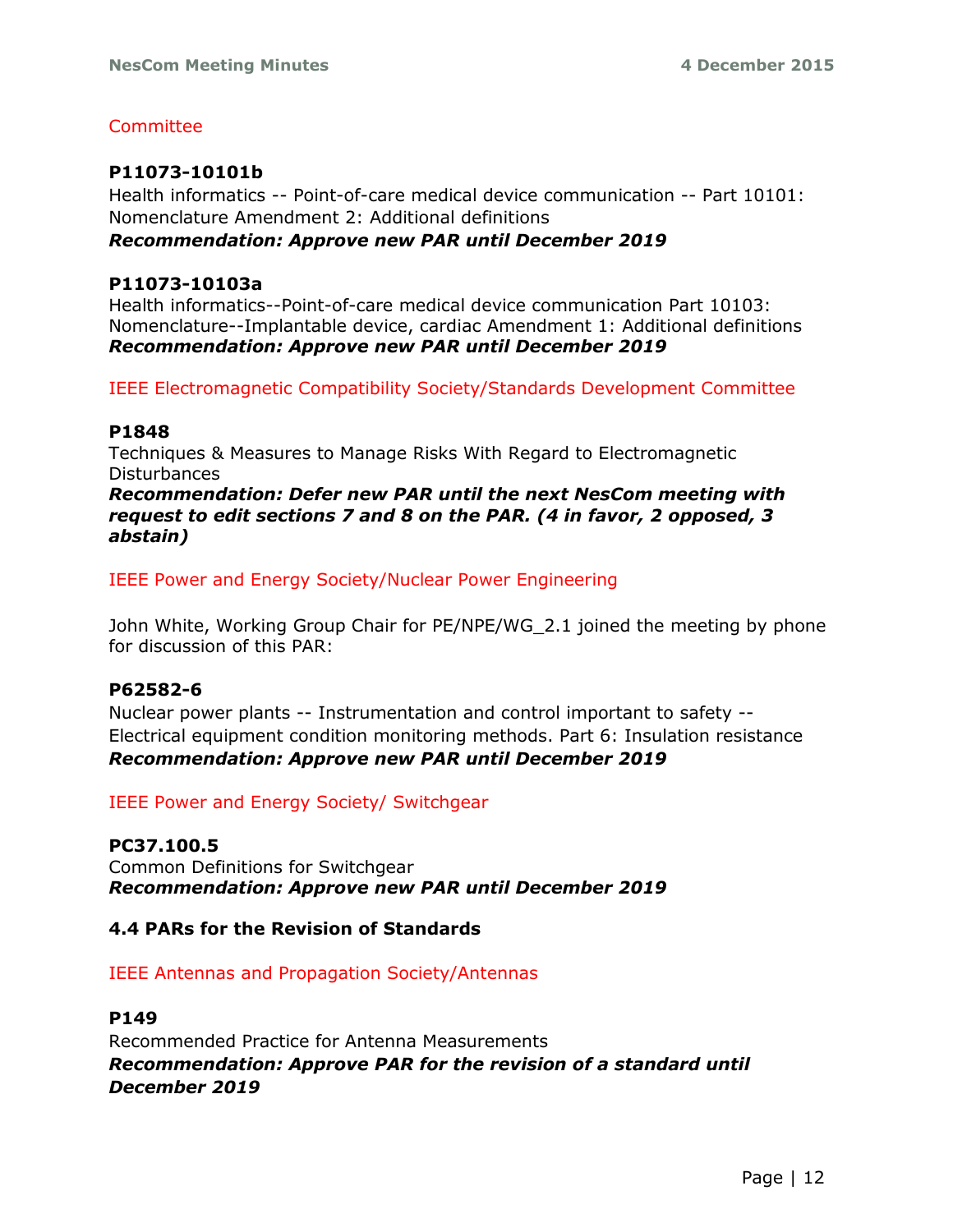Committee

**P11073-10101b**
Health informatics -- Point-of-care medical device communication -- Part 10101: Nomenclature Amendment 2: Additional definitions
***Recommendation: Approve new PAR until December 2019***

**P11073-10103a**
Health informatics--Point-of-care medical device communication Part 10103: Nomenclature--Implantable device, cardiac Amendment 1: Additional definitions
***Recommendation: Approve new PAR until December 2019***

IEEE Electromagnetic Compatibility Society/Standards Development Committee

**P1848**
Techniques & Measures to Manage Risks With Regard to Electromagnetic Disturbances
***Recommendation: Defer new PAR until the next NesCom meeting with request to edit sections 7 and 8 on the PAR. (4 in favor, 2 opposed, 3 abstain)***

IEEE Power and Energy Society/Nuclear Power Engineering

John White, Working Group Chair for PE/NPE/WG_2.1 joined the meeting by phone for discussion of this PAR:

**P62582-6**
Nuclear power plants -- Instrumentation and control important to safety -- Electrical equipment condition monitoring methods. Part 6: Insulation resistance
***Recommendation: Approve new PAR until December 2019***

IEEE Power and Energy Society/ Switchgear

**PC37.100.5**
Common Definitions for Switchgear
***Recommendation: Approve new PAR until December 2019***

### 4.4 PARs for the Revision of Standards

IEEE Antennas and Propagation Society/Antennas

**P149**
Recommended Practice for Antenna Measurements
***Recommendation: Approve PAR for the revision of a standard until December 2019***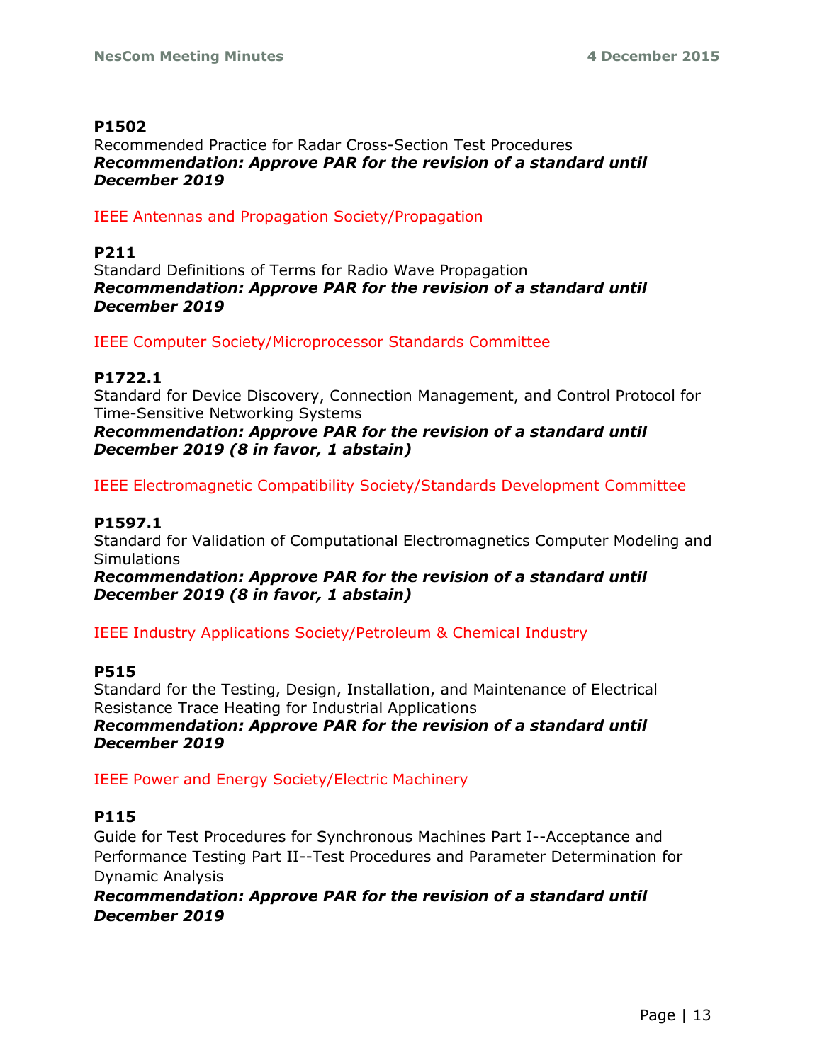**P1502**
Recommended Practice for Radar Cross-Section Test Procedures
***Recommendation: Approve PAR for the revision of a standard until December 2019***

IEEE Antennas and Propagation Society/Propagation

**P211**
Standard Definitions of Terms for Radio Wave Propagation
***Recommendation: Approve PAR for the revision of a standard until December 2019***

IEEE Computer Society/Microprocessor Standards Committee

**P1722.1**
Standard for Device Discovery, Connection Management, and Control Protocol for Time-Sensitive Networking Systems
***Recommendation: Approve PAR for the revision of a standard until December 2019 (8 in favor, 1 abstain)***

IEEE Electromagnetic Compatibility Society/Standards Development Committee

**P1597.1**
Standard for Validation of Computational Electromagnetics Computer Modeling and Simulations
***Recommendation: Approve PAR for the revision of a standard until December 2019 (8 in favor, 1 abstain)***

IEEE Industry Applications Society/Petroleum & Chemical Industry

**P515**
Standard for the Testing, Design, Installation, and Maintenance of Electrical Resistance Trace Heating for Industrial Applications
***Recommendation: Approve PAR for the revision of a standard until December 2019***

IEEE Power and Energy Society/Electric Machinery

**P115**
Guide for Test Procedures for Synchronous Machines Part I--Acceptance and Performance Testing Part II--Test Procedures and Parameter Determination for Dynamic Analysis
***Recommendation: Approve PAR for the revision of a standard until December 2019***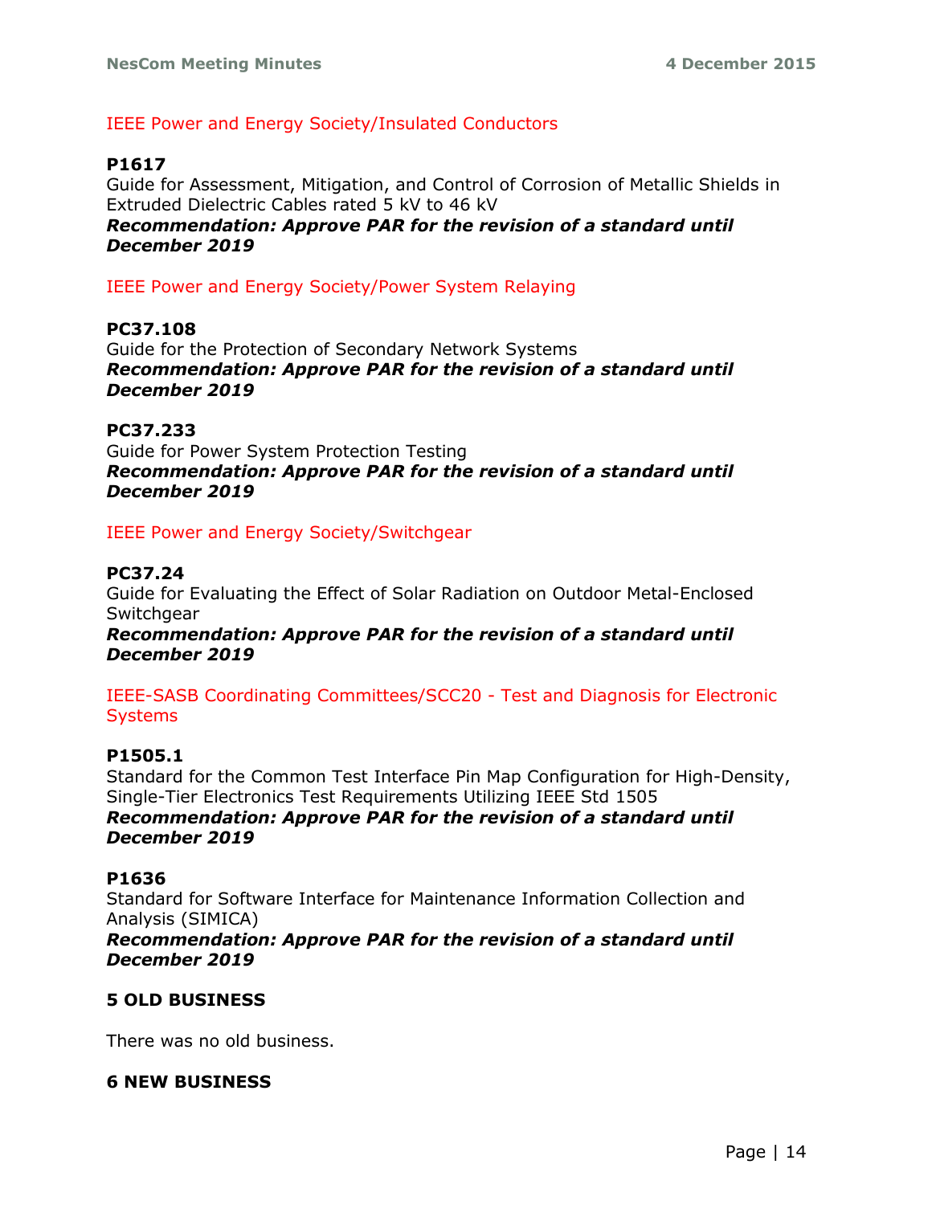IEEE Power and Energy Society/Insulated Conductors

**P1617**
Guide for Assessment, Mitigation, and Control of Corrosion of Metallic Shields in Extruded Dielectric Cables rated 5 kV to 46 kV
***Recommendation: Approve PAR for the revision of a standard until December 2019***

IEEE Power and Energy Society/Power System Relaying

**PC37.108**
Guide for the Protection of Secondary Network Systems
***Recommendation: Approve PAR for the revision of a standard until December 2019***

**PC37.233**
Guide for Power System Protection Testing
***Recommendation: Approve PAR for the revision of a standard until December 2019***

IEEE Power and Energy Society/Switchgear

**PC37.24**
Guide for Evaluating the Effect of Solar Radiation on Outdoor Metal-Enclosed Switchgear
***Recommendation: Approve PAR for the revision of a standard until December 2019***

IEEE-SASB Coordinating Committees/SCC20 - Test and Diagnosis for Electronic Systems

**P1505.1**
Standard for the Common Test Interface Pin Map Configuration for High-Density, Single-Tier Electronics Test Requirements Utilizing IEEE Std 1505
***Recommendation: Approve PAR for the revision of a standard until December 2019***

**P1636**
Standard for Software Interface for Maintenance Information Collection and Analysis (SIMICA)
***Recommendation: Approve PAR for the revision of a standard until December 2019***

## 5 OLD BUSINESS

There was no old business.

## 6 NEW BUSINESS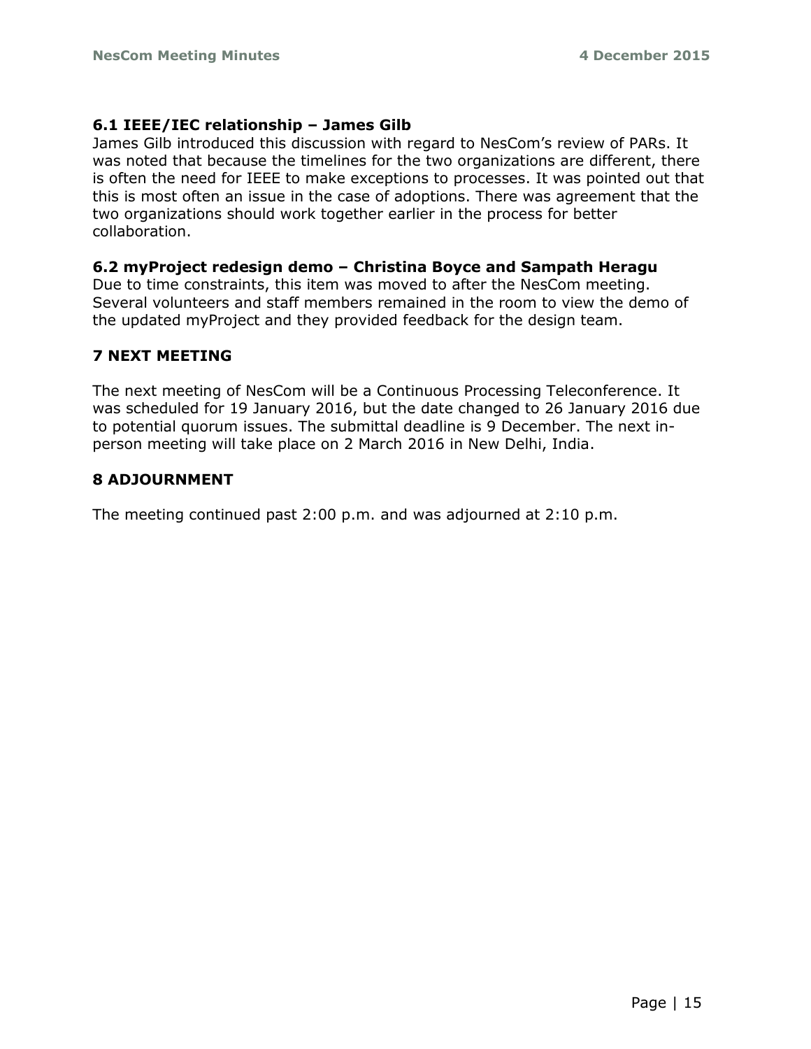### 6.1 IEEE/IEC relationship – James Gilb

James Gilb introduced this discussion with regard to NesCom's review of PARs. It was noted that because the timelines for the two organizations are different, there is often the need for IEEE to make exceptions to processes. It was pointed out that this is most often an issue in the case of adoptions. There was agreement that the two organizations should work together earlier in the process for better collaboration.

### 6.2 myProject redesign demo – Christina Boyce and Sampath Heragu

Due to time constraints, this item was moved to after the NesCom meeting. Several volunteers and staff members remained in the room to view the demo of the updated myProject and they provided feedback for the design team.

## 7 NEXT MEETING

The next meeting of NesCom will be a Continuous Processing Teleconference. It was scheduled for 19 January 2016, but the date changed to 26 January 2016 due to potential quorum issues. The submittal deadline is 9 December. The next in-person meeting will take place on 2 March 2016 in New Delhi, India.

## 8 ADJOURNMENT

The meeting continued past 2:00 p.m. and was adjourned at 2:10 p.m.